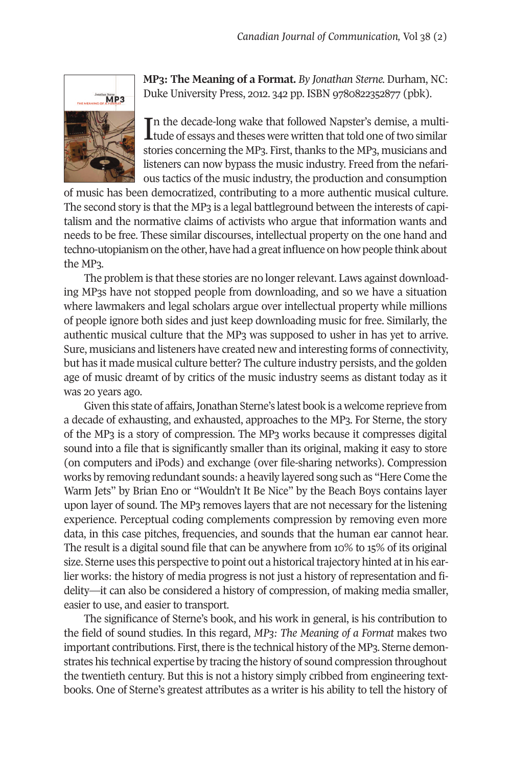**MP3: The Meaning of a Format.** *By Jonathan Sterne.* Durham, NC: Duke University Press, 2012. 342 pp. ISBN 9780822352877 (pbk).

In the decade-long wake that followed Napster's demise, a multitude of essays and theses were written that told one of two similar stories concerning the MP3. First, thanks to the MP3, musicians and listeners can now bypass the music industry. Freed from the nefarious tactics of the music industry, the production and consumption of music has been democratized, contributing to a more authentic musical culture. The second story is that the MP3 is a legal battleground between the interests of capitalism and the normative claims of activists who argue that information wants and needs to be free. These similar discourses, intellectual property on the one hand and techno-utopianism on the other, have had a great influence on how people think about the MP3.

The problem is that these stories are no longer relevant. Laws against downloading MP3s have not stopped people from downloading, and so we have a situation where lawmakers and legal scholars argue over intellectual property while millions of people ignore both sides and just keep downloading music for free. Similarly, the authentic musical culture that the MP3 was supposed to usher in has yet to arrive. Sure, musicians and listeners have created new and interesting forms of connectivity, but has it made musical culture better? The culture industry persists, and the golden age of music dreamt of by critics of the music industry seems as distant today as it was 20 years ago.

Given this state of affairs, Jonathan Sterne's latest book is a welcome reprieve from a decade of exhausting, and exhausted, approaches to the MP3. For Sterne, the story of the MP3 is a story of compression. The MP3 works because it compresses digital sound into a file that is significantly smaller than its original, making it easy to store (on computers and iPods) and exchange (over file-sharing networks). Compression works by removing redundant sounds: a heavily layered song such as "Here Come the Warm Jets" by Brian Eno or "Wouldn't It Be Nice" by the Beach Boys contains layer upon layer of sound. The MP3 removes layers that are not necessary for the listening experience. Perceptual coding complements compression by removing even more data, in this case pitches, frequencies, and sounds that the human ear cannot hear. The result is a digital sound file that can be anywhere from 10% to 15% of its original size. Sterne uses this perspective to point out a historical trajectory hinted at in his earlier works: the history of media progress is not just a history of representation and fidelity—it can also be considered a history of compression, of making media smaller, easier to use, and easier to transport.

The significance of Sterne's book, and his work in general, is his contribution to the field of sound studies. In this regard, *MP3: The Meaning of a Format* makes two important contributions. First, there is the technical history of the MP3. Sterne demonstrates his technical expertise by tracing the history of sound compression throughout the twentieth century. But this is not a history simply cribbed from engineering textbooks. One of Sterne's greatest attributes as a writer is his ability to tell the history of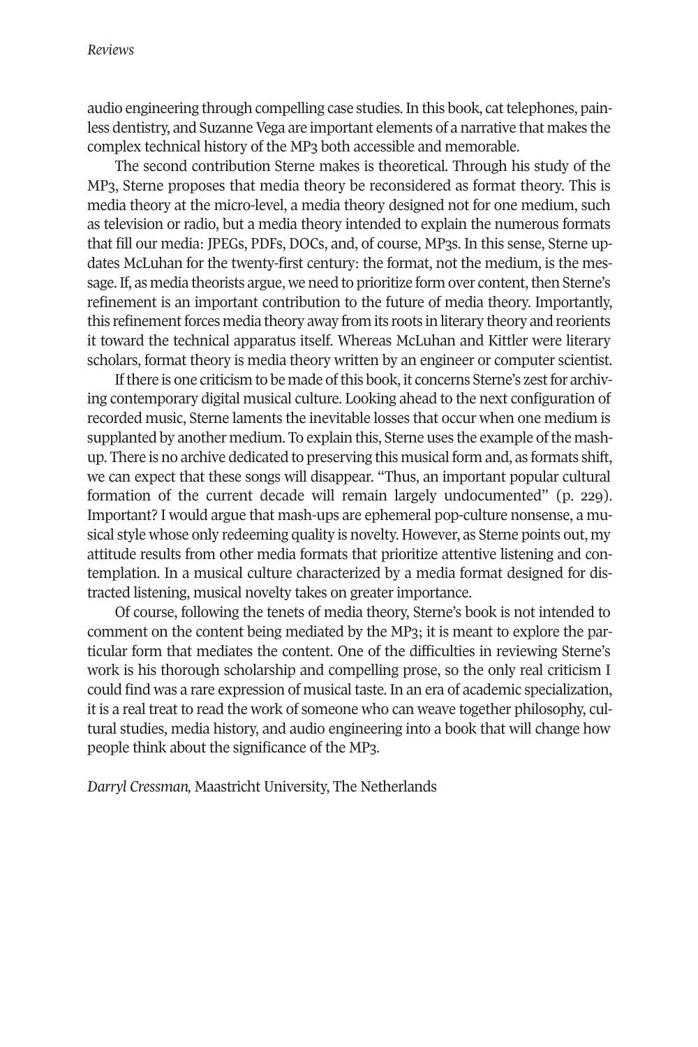audio engineering through compelling case studies. In this book, cat telephones, painless dentistry, and Suzanne Vega are important elements of a narrative that makes the complex technical history of the MP3 both accessible and memorable.

The second contribution Sterne makes is theoretical. Through his study of the MP3, Sterne proposes that media theory be reconsidered as format theory. This is media theory at the micro-level, a media theory designed not for one medium, such as television or radio, but a media theory intended to explain the numerous formats that fill our media: JPEGs, PDFs, DOCs, and, of course, MP3s. In this sense, Sterne updates McLuhan for the twenty-first century: the format, not the medium, is the message. If, as media theorists argue, we need to prioritize form over content, then Sterne's refinement is an important contribution to the future of media theory. Importantly, this refinement forces media theory away from its roots in literary theory and reorients it toward the technical apparatus itself. Whereas McLuhan and Kittler were literary scholars, format theory is media theory written by an engineer or computer scientist.

If there is one criticism to be made of this book, it concerns Sterne's zest for archiving contemporary digital musical culture. Looking ahead to the next configuration of recorded music, Sterne laments the inevitable losses that occur when one medium is supplanted by another medium. To explain this, Sterne uses the example of the mash-up. There is no archive dedicated to preserving this musical form and, as formats shift, we can expect that these songs will disappear. "Thus, an important popular cultural formation of the current decade will remain largely undocumented" (p. 229). Important? I would argue that mash-ups are ephemeral pop-culture nonsense, a musical style whose only redeeming quality is novelty. However, as Sterne points out, my attitude results from other media formats that prioritize attentive listening and contemplation. In a musical culture characterized by a media format designed for distracted listening, musical novelty takes on greater importance.

Of course, following the tenets of media theory, Sterne's book is not intended to comment on the content being mediated by the MP3; it is meant to explore the particular form that mediates the content. One of the difficulties in reviewing Sterne's work is his thorough scholarship and compelling prose, so the only real criticism I could find was a rare expression of musical taste. In an era of academic specialization, it is a real treat to read the work of someone who can weave together philosophy, cultural studies, media history, and audio engineering into a book that will change how people think about the significance of the MP3.

*Darryl Cressman,* Maastricht University, The Netherlands